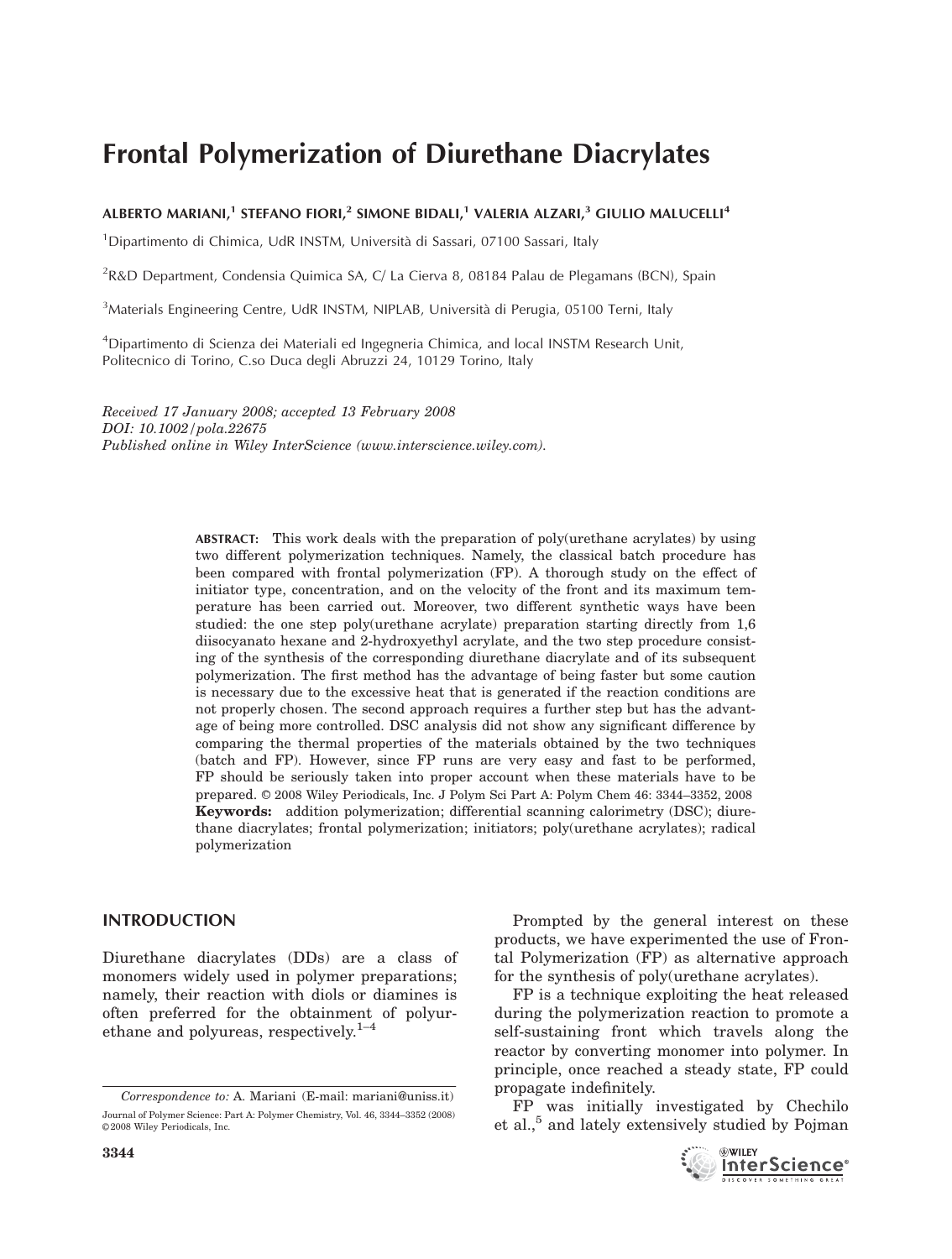# Frontal Polymerization of Diurethane Diacrylates

**ALBERTO MARIANI,[1] STEFANO FIORI,[2] SIMONE BIDALI,[1] VALERIA ALZARI,[3] GIULIO MALUCELLI[4]**

[1]Dipartimento di Chimica, UdR INSTM, Università di Sassari, 07100 Sassari, Italy

[2]R&D Department, Condensia Quimica SA, C/ La Cierva 8, 08184 Palau de Plegamans (BCN), Spain

[3]Materials Engineering Centre, UdR INSTM, NIPLAB, Università di Perugia, 05100 Terni, Italy

[4]Dipartimento di Scienza dei Materiali ed Ingegneria Chimica, and local INSTM Research Unit, Politecnico di Torino, C.so Duca degli Abruzzi 24, 10129 Torino, Italy

*Received 17 January 2008; accepted 13 February 2008*
*DOI: 10.1002/pola.22675*
*Published online in Wiley InterScience (www.interscience.wiley.com).*

**ABSTRACT:** This work deals with the preparation of poly(urethane acrylates) by using two different polymerization techniques. Namely, the classical batch procedure has been compared with frontal polymerization (FP). A thorough study on the effect of initiator type, concentration, and on the velocity of the front and its maximum temperature has been carried out. Moreover, two different synthetic ways have been studied: the one step poly(urethane acrylate) preparation starting directly from 1,6 diisocyanato hexane and 2-hydroxyethyl acrylate, and the two step procedure consisting of the synthesis of the corresponding diurethane diacrylate and of its subsequent polymerization. The first method has the advantage of being faster but some caution is necessary due to the excessive heat that is generated if the reaction conditions are not properly chosen. The second approach requires a further step but has the advantage of being more controlled. DSC analysis did not show any significant difference by comparing the thermal properties of the materials obtained by the two techniques (batch and FP). However, since FP runs are very easy and fast to be performed, FP should be seriously taken into proper account when these materials have to be prepared. © 2008 Wiley Periodicals, Inc. J Polym Sci Part A: Polym Chem 46: 3344–3352, 2008
**Keywords:** addition polymerization; differential scanning calorimetry (DSC); diurethane diacrylates; frontal polymerization; initiators; poly(urethane acrylates); radical polymerization

## INTRODUCTION

Diurethane diacrylates (DDs) are a class of monomers widely used in polymer preparations; namely, their reaction with diols or diamines is often preferred for the obtainment of polyurethane and polyureas, respectively.[1–4]

Prompted by the general interest on these products, we have experimented the use of Frontal Polymerization (FP) as alternative approach for the synthesis of poly(urethane acrylates).

FP is a technique exploiting the heat released during the polymerization reaction to promote a self-sustaining front which travels along the reactor by converting monomer into polymer. In principle, once reached a steady state, FP could propagate indefinitely.

FP was initially investigated by Chechilo et al.,[5] and lately extensively studied by Pojman

*Correspondence to:* A. Mariani (E-mail: mariani@uniss.it)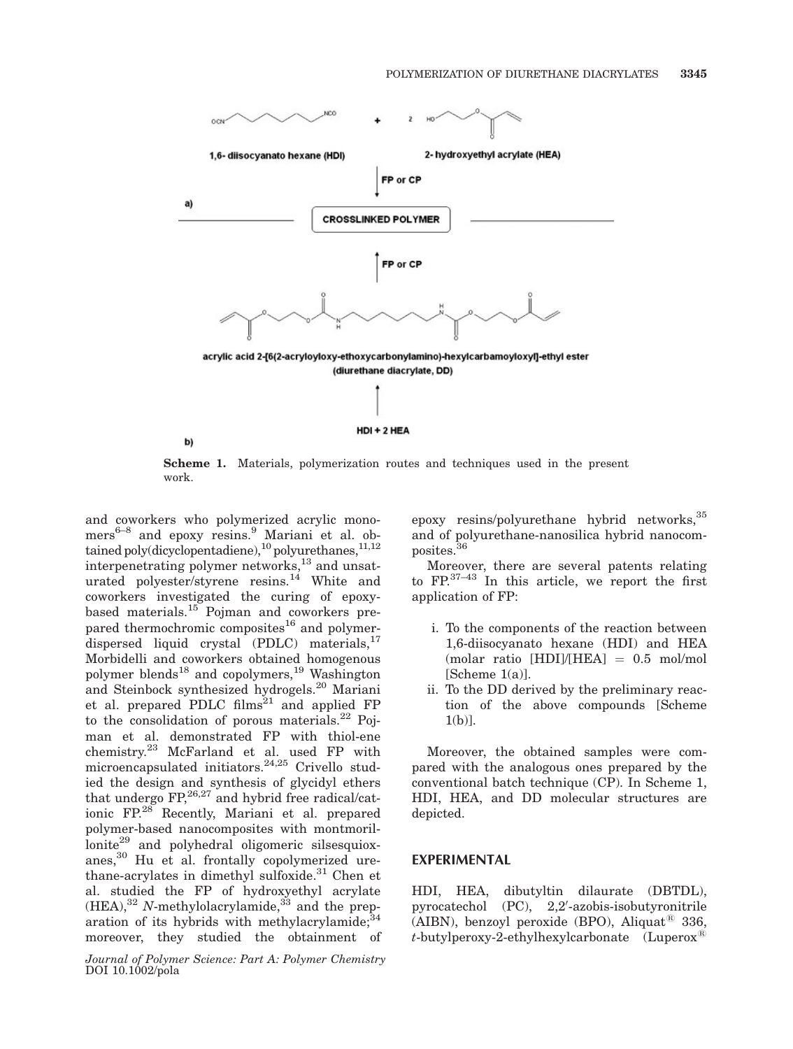**Scheme 1.** Materials, polymerization routes and techniques used in the present work.

and coworkers who polymerized acrylic monomers[6–8] and epoxy resins.[9] Mariani et al. obtained poly(dicyclopentadiene),[10] polyurethanes,[11,12] interpenetrating polymer networks,[13] and unsaturated polyester/styrene resins.[14] White and coworkers investigated the curing of epoxy-based materials.[15] Pojman and coworkers prepared thermochromic composites[16] and polymer-dispersed liquid crystal (PDLC) materials,[17] Morbidelli and coworkers obtained homogenous polymer blends[18] and copolymers,[19] Washington and Steinbock synthesized hydrogels.[20] Mariani et al. prepared PDLC films[21] and applied FP to the consolidation of porous materials.[22] Pojman et al. demonstrated FP with thiol-ene chemistry.[23] McFarland et al. used FP with microencapsulated initiators.[24,25] Crivello studied the design and synthesis of glycidyl ethers that undergo FP,[26,27] and hybrid free radical/cationic FP.[28] Recently, Mariani et al. prepared polymer-based nanocomposites with montmorillonite[29] and polyhedral oligomeric silsesquioxanes,[30] Hu et al. frontally copolymerized urethane-acrylates in dimethyl sulfoxide.[31] Chen et al. studied the FP of hydroxyethyl acrylate (HEA),[32] *N*-methylolacrylamide,[33] and the preparation of its hybrids with methylacrylamide;[34] moreover, they studied the obtainment of epoxy resins/polyurethane hybrid networks,[35] and of polyurethane-nanosilica hybrid nanocomposites.[36]

Moreover, there are several patents relating to FP.[37–43] In this article, we report the first application of FP:

i. To the components of the reaction between 1,6-diisocyanato hexane (HDI) and HEA (molar ratio [HDI]/[HEA] = 0.5 mol/mol [Scheme 1(a)].
ii. To the DD derived by the preliminary reaction of the above compounds [Scheme 1(b)].

Moreover, the obtained samples were compared with the analogous ones prepared by the conventional batch technique (CP). In Scheme 1, HDI, HEA, and DD molecular structures are depicted.

## EXPERIMENTAL

HDI, HEA, dibutyltin dilaurate (DBTDL), pyrocatechol (PC), 2,2′-azobis-isobutyronitrile (AIBN), benzoyl peroxide (BPO), Aliquat® 336, *t*-butylperoxy-2-ethylhexylcarbonate (Luperox®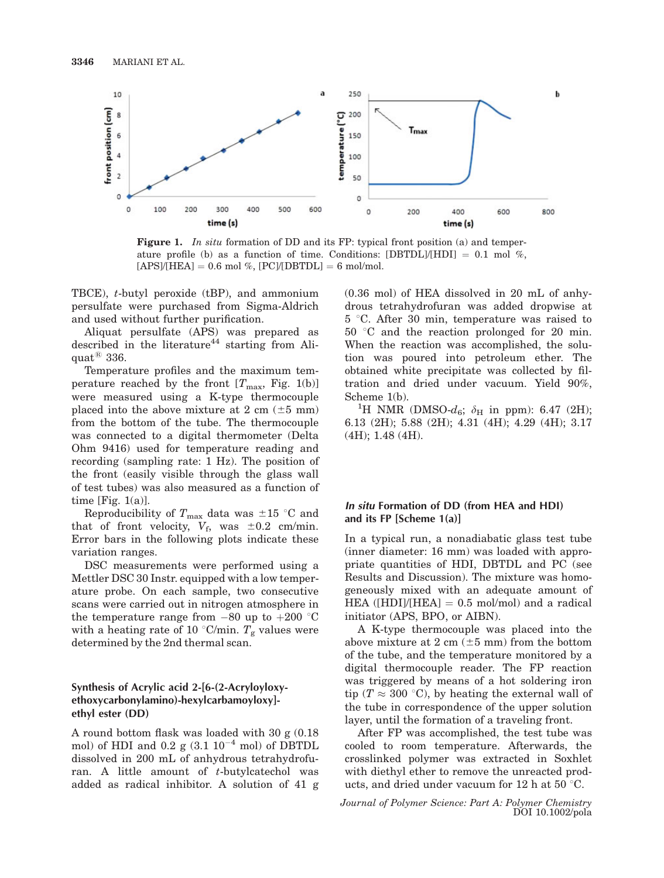**Figure 1.** *In situ* formation of DD and its FP: typical front position (a) and temperature profile (b) as a function of time. Conditions: [DBTDL]/[HDI] = 0.1 mol %, [APS]/[HEA] = 0.6 mol %, [PC]/[DBTDL] = 6 mol/mol.

TBCE), *t*-butyl peroxide (tBP), and ammonium persulfate were purchased from Sigma-Aldrich and used without further purification.

Aliquat persulfate (APS) was prepared as described in the literature[44] starting from Aliquat® 336.

Temperature profiles and the maximum temperature reached by the front [$T_{max}$, Fig. 1(b)] were measured using a K-type thermocouple placed into the above mixture at 2 cm (±5 mm) from the bottom of the tube. The thermocouple was connected to a digital thermometer (Delta Ohm 9416) used for temperature reading and recording (sampling rate: 1 Hz). The position of the front (easily visible through the glass wall of test tubes) was also measured as a function of time [Fig. 1(a)].

Reproducibility of $T_{max}$ data was ±15 °C and that of front velocity, $V_f$, was ±0.2 cm/min. Error bars in the following plots indicate these variation ranges.

DSC measurements were performed using a Mettler DSC 30 Instr. equipped with a low temperature probe. On each sample, two consecutive scans were carried out in nitrogen atmosphere in the temperature range from −80 up to +200 °C with a heating rate of 10 °C/min. $T_g$ values were determined by the 2nd thermal scan.

### Synthesis of Acrylic acid 2-[6-(2-Acryloyloxy-ethoxycarbonylamino)-hexylcarbamoyloxy]-ethyl ester (DD)

A round bottom flask was loaded with 30 g (0.18 mol) of HDI and 0.2 g (3.1 $10^{-4}$ mol) of DBTDL dissolved in 200 mL of anhydrous tetrahydrofuran. A little amount of *t*-butylcatechol was added as radical inhibitor. A solution of 41 g (0.36 mol) of HEA dissolved in 20 mL of anhydrous tetrahydrofuran was added dropwise at 5 °C. After 30 min, temperature was raised to 50 °C and the reaction prolonged for 20 min. When the reaction was accomplished, the solution was poured into petroleum ether. The obtained white precipitate was collected by filtration and dried under vacuum. Yield 90%, Scheme 1(b).

$^1$H NMR (DMSO-$d_6$; $\delta_H$ in ppm): 6.47 (2H); 6.13 (2H); 5.88 (2H); 4.31 (4H); 4.29 (4H); 3.17 (4H); 1.48 (4H).

### *In situ* Formation of DD (from HEA and HDI) and its FP [Scheme 1(a)]

In a typical run, a nonadiabatic glass test tube (inner diameter: 16 mm) was loaded with appropriate quantities of HDI, DBTDL and PC (see Results and Discussion). The mixture was homogeneously mixed with an adequate amount of HEA ([HDI]/[HEA] = 0.5 mol/mol) and a radical initiator (APS, BPO, or AIBN).

A K-type thermocouple was placed into the above mixture at 2 cm (±5 mm) from the bottom of the tube, and the temperature monitored by a digital thermocouple reader. The FP reaction was triggered by means of a hot soldering iron tip ($T \approx 300$ °C), by heating the external wall of the tube in correspondence of the upper solution layer, until the formation of a traveling front.

After FP was accomplished, the test tube was cooled to room temperature. Afterwards, the crosslinked polymer was extracted in Soxhlet with diethyl ether to remove the unreacted products, and dried under vacuum for 12 h at 50 °C.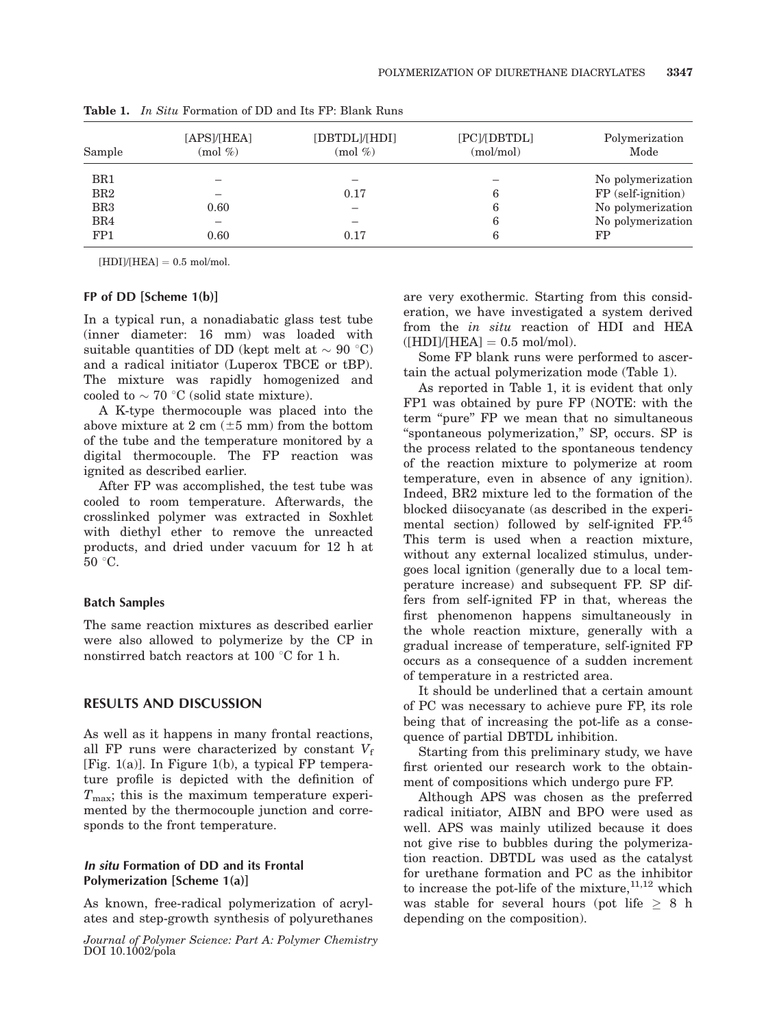**Table 1.** *In Situ* Formation of DD and Its FP: Blank Runs

| Sample | [APS]/[HEA] (mol %) | [DBTDL]/[HDI] (mol %) | [PC]/[DBTDL] (mol/mol) | Polymerization Mode |
|---|---|---|---|---|
| BR1 | – | – | – | No polymerization |
| BR2 | – | 0.17 | 6 | FP (self-ignition) |
| BR3 | 0.60 | – | 6 | No polymerization |
| BR4 | – | – | 6 | No polymerization |
| FP1 | 0.60 | 0.17 | 6 | FP |

[HDI]/[HEA] = 0.5 mol/mol.

### FP of DD [Scheme 1(b)]

In a typical run, a nonadiabatic glass test tube (inner diameter: 16 mm) was loaded with suitable quantities of DD (kept melt at ∼ 90 °C) and a radical initiator (Luperox TBCE or tBP). The mixture was rapidly homogenized and cooled to ∼ 70 °C (solid state mixture).

A K-type thermocouple was placed into the above mixture at 2 cm (±5 mm) from the bottom of the tube and the temperature monitored by a digital thermocouple. The FP reaction was ignited as described earlier.

After FP was accomplished, the test tube was cooled to room temperature. Afterwards, the crosslinked polymer was extracted in Soxhlet with diethyl ether to remove the unreacted products, and dried under vacuum for 12 h at 50 °C.

### Batch Samples

The same reaction mixtures as described earlier were also allowed to polymerize by the CP in nonstirred batch reactors at 100 °C for 1 h.

## RESULTS AND DISCUSSION

As well as it happens in many frontal reactions, all FP runs were characterized by constant $V_f$ [Fig. 1(a)]. In Figure 1(b), a typical FP temperature profile is depicted with the definition of $T_{max}$; this is the maximum temperature experimented by the thermocouple junction and corresponds to the front temperature.

### *In situ* Formation of DD and its Frontal Polymerization [Scheme 1(a)]

As known, free-radical polymerization of acrylates and step-growth synthesis of polyurethanes are very exothermic. Starting from this consideration, we have investigated a system derived from the *in situ* reaction of HDI and HEA ([HDI]/[HEA] = 0.5 mol/mol).

Some FP blank runs were performed to ascertain the actual polymerization mode (Table 1).

As reported in Table 1, it is evident that only FP1 was obtained by pure FP (NOTE: with the term "pure" FP we mean that no simultaneous "spontaneous polymerization," SP, occurs. SP is the process related to the spontaneous tendency of the reaction mixture to polymerize at room temperature, even in absence of any ignition). Indeed, BR2 mixture led to the formation of the blocked diisocyanate (as described in the experimental section) followed by self-ignited FP.[45] This term is used when a reaction mixture, without any external localized stimulus, undergoes local ignition (generally due to a local temperature increase) and subsequent FP. SP differs from self-ignited FP in that, whereas the first phenomenon happens simultaneously in the whole reaction mixture, generally with a gradual increase of temperature, self-ignited FP occurs as a consequence of a sudden increment of temperature in a restricted area.

It should be underlined that a certain amount of PC was necessary to achieve pure FP, its role being that of increasing the pot-life as a consequence of partial DBTDL inhibition.

Starting from this preliminary study, we have first oriented our research work to the obtainment of compositions which undergo pure FP.

Although APS was chosen as the preferred radical initiator, AIBN and BPO were used as well. APS was mainly utilized because it does not give rise to bubbles during the polymerization reaction. DBTDL was used as the catalyst for urethane formation and PC as the inhibitor to increase the pot-life of the mixture,[11,12] which was stable for several hours (pot life ≥ 8 h depending on the composition).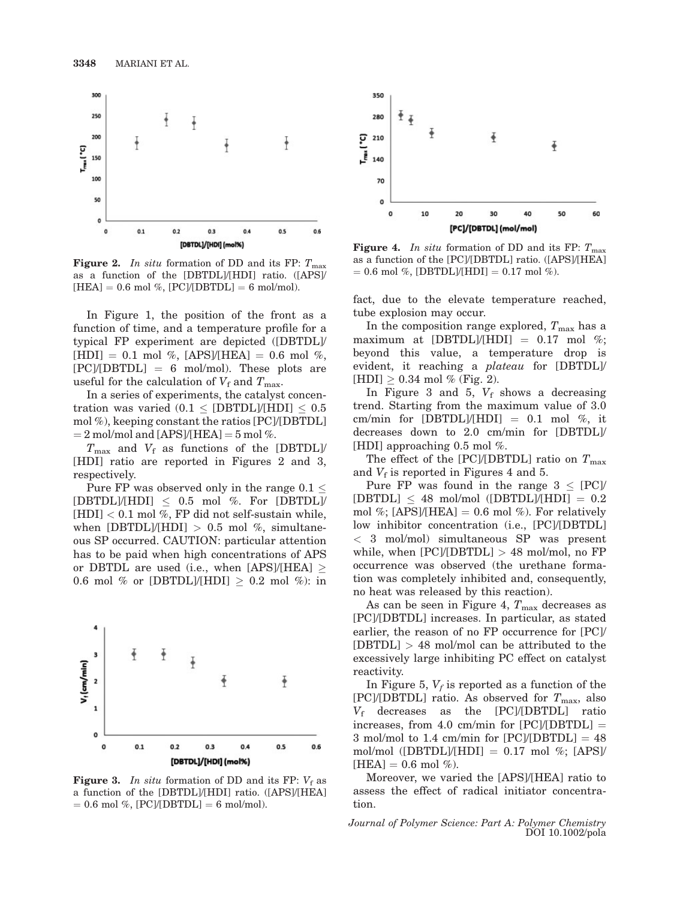**Figure 2.** *In situ* formation of DD and its FP: $T_{max}$ as a function of the [DBTDL]/[HDI] ratio. ([APS]/[HEA] = 0.6 mol %, [PC]/[DBTDL] = 6 mol/mol).

**Figure 4.** *In situ* formation of DD and its FP: $T_{max}$ as a function of the [PC]/[DBTDL] ratio. ([APS]/[HEA] = 0.6 mol %, [DBTDL]/[HDI] = 0.17 mol %).

In Figure 1, the position of the front as a function of time, and a temperature profile for a typical FP experiment are depicted ([DBTDL]/[HDI] = 0.1 mol %, [APS]/[HEA] = 0.6 mol %, [PC]/[DBTDL] = 6 mol/mol). These plots are useful for the calculation of $V_f$ and $T_{max}$.

In a series of experiments, the catalyst concentration was varied ($0.1 \leq$ [DBTDL]/[HDI] $\leq 0.5$ mol %), keeping constant the ratios [PC]/[DBTDL] = 2 mol/mol and [APS]/[HEA] = 5 mol %.

$T_{max}$ and $V_f$ as functions of the [DBTDL]/[HDI] ratio are reported in Figures 2 and 3, respectively.

Pure FP was observed only in the range $0.1 \leq$ [DBTDL]/[HDI] $\leq 0.5$ mol %. For [DBTDL]/[HDI] $< 0.1$ mol %, FP did not self-sustain while, when [DBTDL]/[HDI] $> 0.5$ mol %, simultaneous SP occurred. CAUTION: particular attention has to be paid when high concentrations of APS or DBTDL are used (i.e., when [APS]/[HEA] $\geq$ 0.6 mol % or [DBTDL]/[HDI] $\geq 0.2$ mol %): in fact, due to the elevate temperature reached, tube explosion may occur.

**Figure 3.** *In situ* formation of DD and its FP: $V_f$ as a function of the [DBTDL]/[HDI] ratio. ([APS]/[HEA] = 0.6 mol %, [PC]/[DBTDL] = 6 mol/mol).

In the composition range explored, $T_{max}$ has a maximum at [DBTDL]/[HDI] = 0.17 mol %; beyond this value, a temperature drop is evident, it reaching a *plateau* for [DBTDL]/[HDI] $\geq 0.34$ mol % (Fig. 2).

In Figure 3 and 5, $V_f$ shows a decreasing trend. Starting from the maximum value of 3.0 cm/min for [DBTDL]/[HDI] = 0.1 mol %, it decreases down to 2.0 cm/min for [DBTDL]/[HDI] approaching 0.5 mol %.

The effect of the [PC]/[DBTDL] ratio on $T_{max}$ and $V_f$ is reported in Figures 4 and 5.

Pure FP was found in the range $3 \leq$ [PC]/[DBTDL] $\leq 48$ mol/mol ([DBTDL]/[HDI] = 0.2 mol %; [APS]/[HEA] = 0.6 mol %). For relatively low inhibitor concentration (i.e., [PC]/[DBTDL] $< 3$ mol/mol) simultaneous SP were present while, when [PC]/[DBTDL] $> 48$ mol/mol, no FP occurrence was observed (the urethane formation was completely inhibited and, consequently, no heat was released by this reaction).

As can be seen in Figure 4, $T_{max}$ decreases as [PC]/[DBTDL] increases. In particular, as stated earlier, the reason of no FP occurrence for [PC]/[DBTDL] $> 48$ mol/mol can be attributed to the excessively large inhibiting PC effect on catalyst reactivity.

In Figure 5, $V_f$ is reported as a function of the [PC]/[DBTDL] ratio. As observed for $T_{max}$, also $V_f$ decreases as the [PC]/[DBTDL] ratio increases, from 4.0 cm/min for [PC]/[DBTDL] = 3 mol/mol to 1.4 cm/min for [PC]/[DBTDL] = 48 mol/mol ([DBTDL]/[HDI] = 0.17 mol %; [APS]/[HEA] = 0.6 mol %).

Moreover, we varied the [APS]/[HEA] ratio to assess the effect of radical initiator concentration.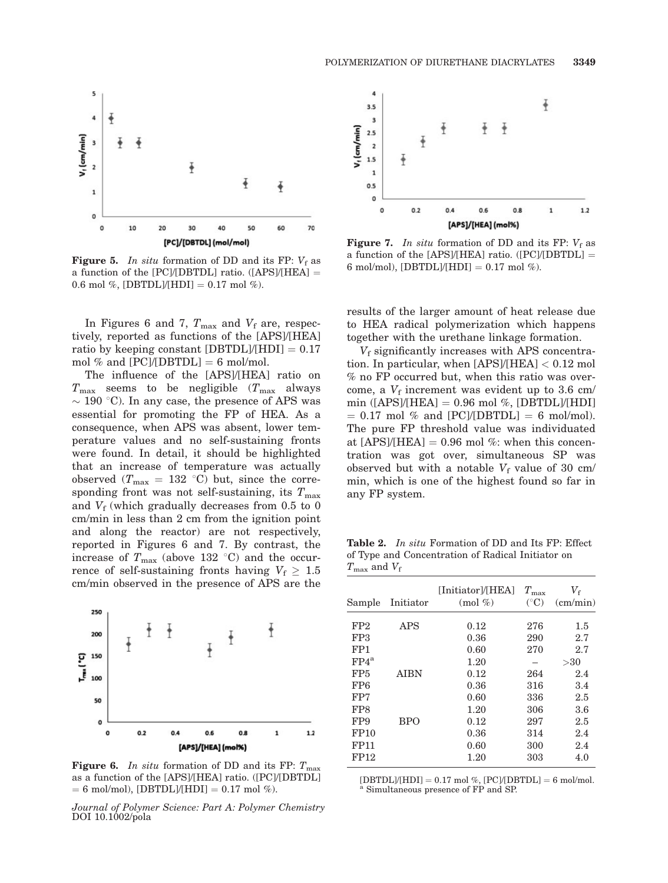**Figure 5.** *In situ* formation of DD and its FP: $V_f$ as a function of the [PC]/[DBTDL] ratio. ([APS]/[HEA] = 0.6 mol %, [DBTDL]/[HDI] = 0.17 mol %).

**Figure 7.** *In situ* formation of DD and its FP: $V_f$ as a function of the [APS]/[HEA] ratio. ([PC]/[DBTDL] = 6 mol/mol), [DBTDL]/[HDI] = 0.17 mol %).

In Figures 6 and 7, $T_{max}$ and $V_f$ are, respectively, reported as functions of the [APS]/[HEA] ratio by keeping constant [DBTDL]/[HDI] = 0.17 mol % and [PC]/[DBTDL] = 6 mol/mol.

The influence of the [APS]/[HEA] ratio on $T_{max}$ seems to be negligible ($T_{max}$ always $\sim$ 190 °C). In any case, the presence of APS was essential for promoting the FP of HEA. As a consequence, when APS was absent, lower temperature values and no self-sustaining fronts were found. In detail, it should be highlighted that an increase of temperature was actually observed ($T_{max}$ = 132 °C) but, since the corresponding front was not self-sustaining, its $T_{max}$ and $V_f$ (which gradually decreases from 0.5 to 0 cm/min in less than 2 cm from the ignition point and along the reactor) are not respectively, reported in Figures 6 and 7. By contrast, the increase of $T_{max}$ (above 132 °C) and the occurrence of self-sustaining fronts having $V_f \geq 1.5$ cm/min observed in the presence of APS are the results of the larger amount of heat release due to HEA radical polymerization which happens together with the urethane linkage formation.

$V_f$ significantly increases with APS concentration. In particular, when [APS]/[HEA] < 0.12 mol % no FP occurred but, when this ratio was overcome, a $V_f$ increment was evident up to 3.6 cm/min ([APS]/[HEA] = 0.96 mol %, [DBTDL]/[HDI] = 0.17 mol % and [PC]/[DBTDL] = 6 mol/mol). The pure FP threshold value was individuated at [APS]/[HEA] = 0.96 mol %: when this concentration was got over, simultaneous SP was observed but with a notable $V_f$ value of 30 cm/min, which is one of the highest found so far in any FP system.

**Figure 6.** *In situ* formation of DD and its FP: $T_{max}$ as a function of the [APS]/[HEA] ratio. ([PC]/[DBTDL] = 6 mol/mol), [DBTDL]/[HDI] = 0.17 mol %).

**Table 2.** *In situ* Formation of DD and Its FP: Effect of Type and Concentration of Radical Initiator on $T_{max}$ and $V_f$

| Sample | Initiator | [Initiator]/[HEA] (mol %) | $T_{max}$ (°C) | $V_f$ (cm/min) |
|---|---|---|---|---|
| FP2 | APS | 0.12 | 276 | 1.5 |
| FP3 | | 0.36 | 290 | 2.7 |
| FP1 | | 0.60 | 270 | 2.7 |
| FP4[a] | | 1.20 | – | >30 |
| FP5 | AIBN | 0.12 | 264 | 2.4 |
| FP6 | | 0.36 | 316 | 3.4 |
| FP7 | | 0.60 | 336 | 2.5 |
| FP8 | | 1.20 | 306 | 3.6 |
| FP9 | BPO | 0.12 | 297 | 2.5 |
| FP10 | | 0.36 | 314 | 2.4 |
| FP11 | | 0.60 | 300 | 2.4 |
| FP12 | | 1.20 | 303 | 4.0 |

[DBTDL]/[HDI] = 0.17 mol %, [PC]/[DBTDL] = 6 mol/mol.
[a] Simultaneous presence of FP and SP.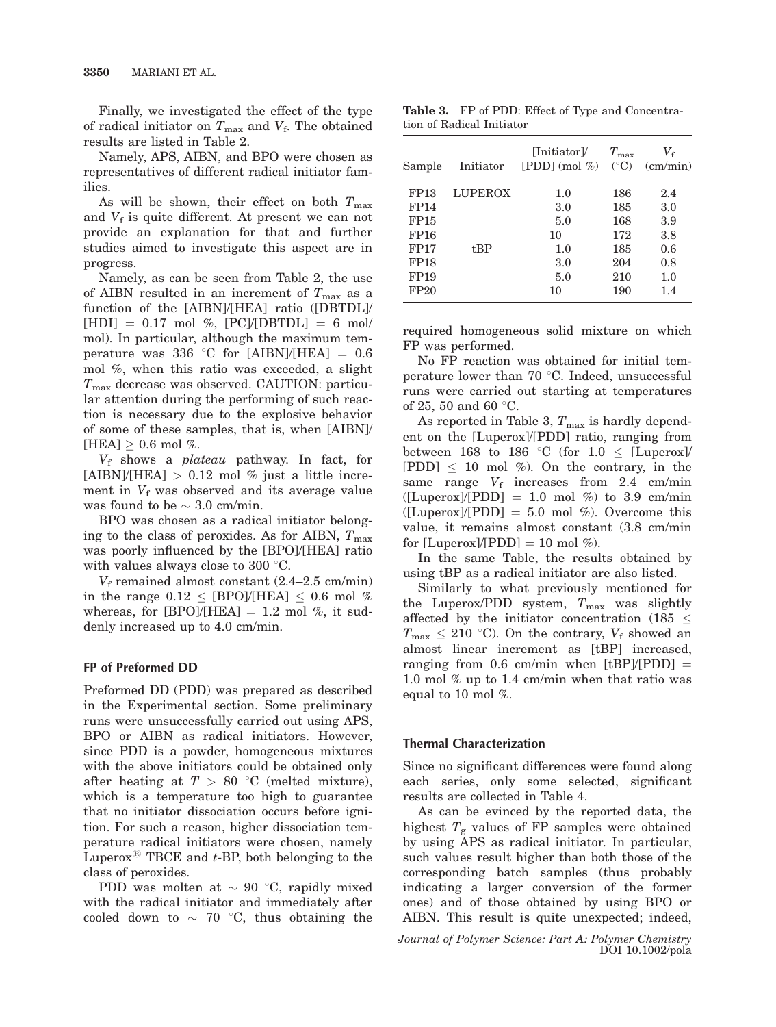Finally, we investigated the effect of the type of radical initiator on $T_{max}$ and $V_f$. The obtained results are listed in Table 2.

Namely, APS, AIBN, and BPO were chosen as representatives of different radical initiator families.

As will be shown, their effect on both $T_{max}$ and $V_f$ is quite different. At present we can not provide an explanation for that and further studies aimed to investigate this aspect are in progress.

Namely, as can be seen from Table 2, the use of AIBN resulted in an increment of $T_{max}$ as a function of the [AIBN]/[HEA] ratio ([DBTDL]/[HDI] = 0.17 mol %, [PC]/[DBTDL] = 6 mol/mol). In particular, although the maximum temperature was 336 °C for [AIBN]/[HEA] = 0.6 mol %, when this ratio was exceeded, a slight $T_{max}$ decrease was observed. CAUTION: particular attention during the performing of such reaction is necessary due to the explosive behavior of some of these samples, that is, when [AIBN]/[HEA] ≥ 0.6 mol %.

$V_f$ shows a *plateau* pathway. In fact, for [AIBN]/[HEA] > 0.12 mol % just a little increment in $V_f$ was observed and its average value was found to be ~ 3.0 cm/min.

BPO was chosen as a radical initiator belonging to the class of peroxides. As for AIBN, $T_{max}$ was poorly influenced by the [BPO]/[HEA] ratio with values always close to 300 °C.

$V_f$ remained almost constant (2.4–2.5 cm/min) in the range 0.12 ≤ [BPO]/[HEA] ≤ 0.6 mol % whereas, for [BPO]/[HEA] = 1.2 mol %, it suddenly increased up to 4.0 cm/min.

### FP of Preformed DD

Preformed DD (PDD) was prepared as described in the Experimental section. Some preliminary runs were unsuccessfully carried out using APS, BPO or AIBN as radical initiators. However, since PDD is a powder, homogeneous mixtures with the above initiators could be obtained only after heating at $T > 80$ °C (melted mixture), which is a temperature too high to guarantee that no initiator dissociation occurs before ignition. For such a reason, higher dissociation temperature radical initiators were chosen, namely Luperox® TBCE and *t*-BP, both belonging to the class of peroxides.

PDD was molten at ~ 90 °C, rapidly mixed with the radical initiator and immediately after cooled down to ~ 70 °C, thus obtaining the required homogeneous solid mixture on which FP was performed.

**Table 3.** FP of PDD: Effect of Type and Concentration of Radical Initiator

| Sample | Initiator | [Initiator]/[PDD] (mol %) | $T_{max}$ (°C) | $V_f$ (cm/min) |
|---|---|---|---|---|
| FP13 | LUPEROX | 1.0 | 186 | 2.4 |
| FP14 | | 3.0 | 185 | 3.0 |
| FP15 | | 5.0 | 168 | 3.9 |
| FP16 | | 10 | 172 | 3.8 |
| FP17 | tBP | 1.0 | 185 | 0.6 |
| FP18 | | 3.0 | 204 | 0.8 |
| FP19 | | 5.0 | 210 | 1.0 |
| FP20 | | 10 | 190 | 1.4 |

No FP reaction was obtained for initial temperature lower than 70 °C. Indeed, unsuccessful runs were carried out starting at temperatures of 25, 50 and 60 °C.

As reported in Table 3, $T_{max}$ is hardly dependent on the [Luperox]/[PDD] ratio, ranging from between 168 to 186 °C (for 1.0 ≤ [Luperox]/[PDD] ≤ 10 mol %). On the contrary, in the same range $V_f$ increases from 2.4 cm/min ([Luperox]/[PDD] = 1.0 mol %) to 3.9 cm/min ([Luperox]/[PDD] = 5.0 mol %). Overcome this value, it remains almost constant (3.8 cm/min for [Luperox]/[PDD] = 10 mol %).

In the same Table, the results obtained by using tBP as a radical initiator are also listed.

Similarly to what previously mentioned for the Luperox/PDD system, $T_{max}$ was slightly affected by the initiator concentration (185 ≤ $T_{max}$ ≤ 210 °C). On the contrary, $V_f$ showed an almost linear increment as [tBP] increased, ranging from 0.6 cm/min when [tBP]/[PDD] = 1.0 mol % up to 1.4 cm/min when that ratio was equal to 10 mol %.

### Thermal Characterization

Since no significant differences were found along each series, only some selected, significant results are collected in Table 4.

As can be evinced by the reported data, the highest $T_g$ values of FP samples were obtained by using APS as radical initiator. In particular, such values result higher than both those of the corresponding batch samples (thus probably indicating a larger conversion of the former ones) and of those obtained by using BPO or AIBN. This result is quite unexpected; indeed,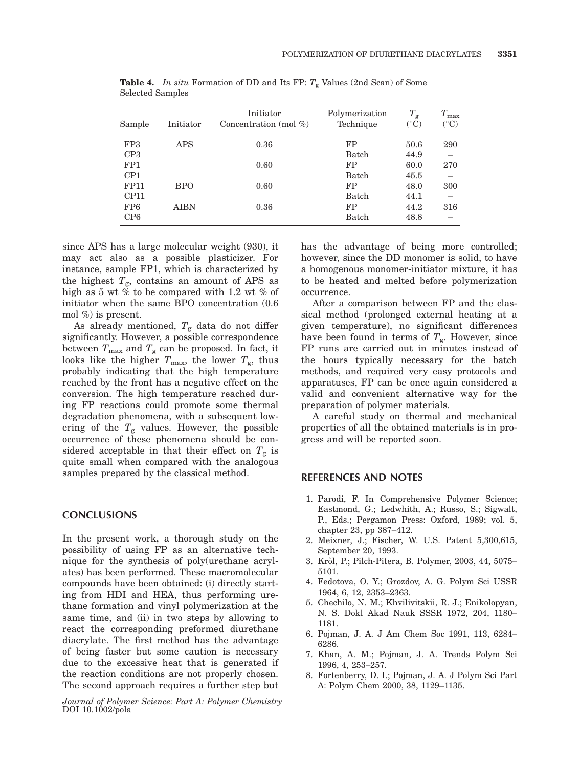**Table 4.** *In situ* Formation of DD and Its FP: $T_g$ Values (2nd Scan) of Some Selected Samples

| Sample | Initiator | Initiator Concentration (mol %) | Polymerization Technique | $T_g$ (°C) | $T_{max}$ (°C) |
|---|---|---|---|---|---|
| FP3 | APS | 0.36 | FP | 50.6 | 290 |
| CP3 | | | Batch | 44.9 | – |
| FP1 | | 0.60 | FP | 60.0 | 270 |
| CP1 | | | Batch | 45.5 | – |
| FP11 | BPO | 0.60 | FP | 48.0 | 300 |
| CP11 | | | Batch | 44.1 | – |
| FP6 | AIBN | 0.36 | FP | 44.2 | 316 |
| CP6 | | | Batch | 48.8 | – |

since APS has a large molecular weight (930), it may act also as a possible plasticizer. For instance, sample FP1, which is characterized by the highest $T_g$, contains an amount of APS as high as 5 wt % to be compared with 1.2 wt % of initiator when the same BPO concentration (0.6 mol %) is present.

As already mentioned, $T_g$ data do not differ significantly. However, a possible correspondence between $T_{max}$ and $T_g$ can be proposed. In fact, it looks like the higher $T_{max}$, the lower $T_g$, thus probably indicating that the high temperature reached by the front has a negative effect on the conversion. The high temperature reached during FP reactions could promote some thermal degradation phenomena, with a subsequent lowering of the $T_g$ values. However, the possible occurrence of these phenomena should be considered acceptable in that their effect on $T_g$ is quite small when compared with the analogous samples prepared by the classical method.

## CONCLUSIONS

In the present work, a thorough study on the possibility of using FP as an alternative technique for the synthesis of poly(urethane acrylates) has been performed. These macromolecular compounds have been obtained: (i) directly starting from HDI and HEA, thus performing urethane formation and vinyl polymerization at the same time, and (ii) in two steps by allowing to react the corresponding preformed diurethane diacrylate. The first method has the advantage of being faster but some caution is necessary due to the excessive heat that is generated if the reaction conditions are not properly chosen. The second approach requires a further step but has the advantage of being more controlled; however, since the DD monomer is solid, to have a homogenous monomer-initiator mixture, it has to be heated and melted before polymerization occurrence.

After a comparison between FP and the classical method (prolonged external heating at a given temperature), no significant differences have been found in terms of $T_g$. However, since FP runs are carried out in minutes instead of the hours typically necessary for the batch methods, and required very easy protocols and apparatuses, FP can be once again considered a valid and convenient alternative way for the preparation of polymer materials.

A careful study on thermal and mechanical properties of all the obtained materials is in progress and will be reported soon.

## REFERENCES AND NOTES

1. Parodi, F. In Comprehensive Polymer Science; Eastmond, G.; Ledwhith, A.; Russo, S.; Sigwalt, P., Eds.; Pergamon Press: Oxford, 1989; vol. 5, chapter 23, pp 387–412.
2. Meixner, J.; Fischer, W. U.S. Patent 5,300,615, September 20, 1993.
3. Kròl, P.; Pilch-Pitera, B. Polymer, 2003, 44, 5075–5101.
4. Fedotova, O. Y.; Grozdov, A. G. Polym Sci USSR 1964, 6, 12, 2353–2363.
5. Chechilo, N. M.; Khvilivitskii, R. J.; Enikolopyan, N. S. Dokl Akad Nauk SSSR 1972, 204, 1180–1181.
6. Pojman, J. A. J Am Chem Soc 1991, 113, 6284–6286.
7. Khan, A. M.; Pojman, J. A. Trends Polym Sci 1996, 4, 253–257.
8. Fortenberry, D. I.; Pojman, J. A. J Polym Sci Part A: Polym Chem 2000, 38, 1129–1135.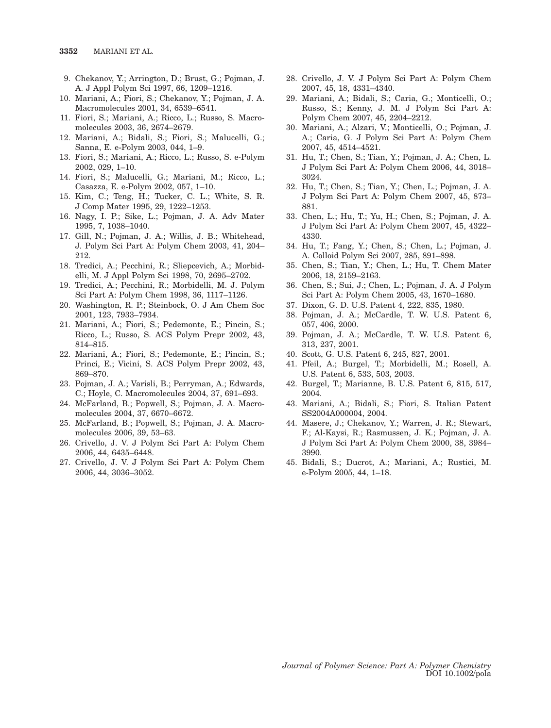9. Chekanov, Y.; Arrington, D.; Brust, G.; Pojman, J. A. J Appl Polym Sci 1997, 66, 1209–1216.
10. Mariani, A.; Fiori, S.; Chekanov, Y.; Pojman, J. A. Macromolecules 2001, 34, 6539–6541.
11. Fiori, S.; Mariani, A.; Ricco, L.; Russo, S. Macromolecules 2003, 36, 2674–2679.
12. Mariani, A.; Bidali, S.; Fiori, S.; Malucelli, G.; Sanna, E. e-Polym 2003, 044, 1–9.
13. Fiori, S.; Mariani, A.; Ricco, L.; Russo, S. e-Polym 2002, 029, 1–10.
14. Fiori, S.; Malucelli, G.; Mariani, M.; Ricco, L.; Casazza, E. e-Polym 2002, 057, 1–10.
15. Kim, C.; Teng, H.; Tucker, C. L.; White, S. R. J Comp Mater 1995, 29, 1222–1253.
16. Nagy, I. P.; Sike, L.; Pojman, J. A. Adv Mater 1995, 7, 1038–1040.
17. Gill, N.; Pojman, J. A.; Willis, J. B.; Whitehead, J. Polym Sci Part A: Polym Chem 2003, 41, 204–212.
18. Tredici, A.; Pecchini, R.; Sliepcevich, A.; Morbidelli, M. J Appl Polym Sci 1998, 70, 2695–2702.
19. Tredici, A.; Pecchini, R.; Morbidelli, M. J. Polym Sci Part A: Polym Chem 1998, 36, 1117–1126.
20. Washington, R. P.; Steinbock, O. J Am Chem Soc 2001, 123, 7933–7934.
21. Mariani, A.; Fiori, S.; Pedemonte, E.; Pincin, S.; Ricco, L.; Russo, S. ACS Polym Prepr 2002, 43, 814–815.
22. Mariani, A.; Fiori, S.; Pedemonte, E.; Pincin, S.; Princi, E.; Vicini, S. ACS Polym Prepr 2002, 43, 869–870.
23. Pojman, J. A.; Varisli, B.; Perryman, A.; Edwards, C.; Hoyle, C. Macromolecules 2004, 37, 691–693.
24. McFarland, B.; Popwell, S.; Pojman, J. A. Macromolecules 2004, 37, 6670–6672.
25. McFarland, B.; Popwell, S.; Pojman, J. A. Macromolecules 2006, 39, 53–63.
26. Crivello, J. V. J Polym Sci Part A: Polym Chem 2006, 44, 6435–6448.
27. Crivello, J. V. J Polym Sci Part A: Polym Chem 2006, 44, 3036–3052.
28. Crivello, J. V. J Polym Sci Part A: Polym Chem 2007, 45, 18, 4331–4340.
29. Mariani, A.; Bidali, S.; Caria, G.; Monticelli, O.; Russo, S.; Kenny, J. M. J Polym Sci Part A: Polym Chem 2007, 45, 2204–2212.
30. Mariani, A.; Alzari, V.; Monticelli, O.; Pojman, J. A.; Caria, G. J Polym Sci Part A: Polym Chem 2007, 45, 4514–4521.
31. Hu, T.; Chen, S.; Tian, Y.; Pojman, J. A.; Chen, L. J Polym Sci Part A: Polym Chem 2006, 44, 3018–3024.
32. Hu, T.; Chen, S.; Tian, Y.; Chen, L.; Pojman, J. A. J Polym Sci Part A: Polym Chem 2007, 45, 873–881.
33. Chen, L.; Hu, T.; Yu, H.; Chen, S.; Pojman, J. A. J Polym Sci Part A: Polym Chem 2007, 45, 4322–4330.
34. Hu, T.; Fang, Y.; Chen, S.; Chen, L.; Pojman, J. A. Colloid Polym Sci 2007, 285, 891–898.
35. Chen, S.; Tian, Y.; Chen, L.; Hu, T. Chem Mater 2006, 18, 2159–2163.
36. Chen, S.; Sui, J.; Chen, L.; Pojman, J. A. J Polym Sci Part A: Polym Chem 2005, 43, 1670–1680.
37. Dixon, G. D. U.S. Patent 4, 222, 835, 1980.
38. Pojman, J. A.; McCardle, T. W. U.S. Patent 6, 057, 406, 2000.
39. Pojman, J. A.; McCardle, T. W. U.S. Patent 6, 313, 237, 2001.
40. Scott, G. U.S. Patent 6, 245, 827, 2001.
41. Pfeil, A.; Burgel, T.; Morbidelli, M.; Rosell, A. U.S. Patent 6, 533, 503, 2003.
42. Burgel, T.; Marianne, B. U.S. Patent 6, 815, 517, 2004.
43. Mariani, A.; Bidali, S.; Fiori, S. Italian Patent SS2004A000004, 2004.
44. Masere, J.; Chekanov, Y.; Warren, J. R.; Stewart, F.; Al-Kaysi, R.; Rasmussen, J. K.; Pojman, J. A. J Polym Sci Part A: Polym Chem 2000, 38, 3984–3990.
45. Bidali, S.; Ducrot, A.; Mariani, A.; Rustici, M. e-Polym 2005, 44, 1–18.